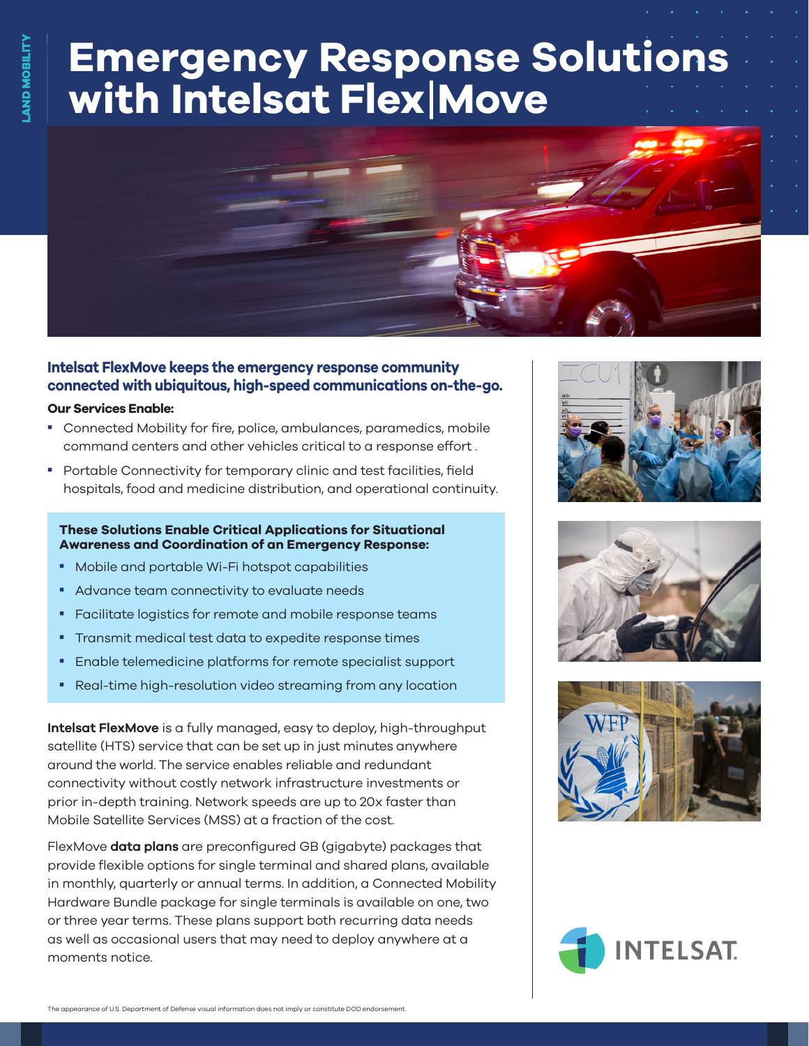# Emergency Response Solutions with Intelsat Flex|Move

**Intelsat FlexMove keeps the emergency response community connected with ubiquitous, high-speed communications on-the-go.**

**Our Services Enable:**

- Connected Mobility for fire, police, ambulances, paramedics, mobile command centers and other vehicles critical to a response effort .
- Portable Connectivity for temporary clinic and test facilities, field hospitals, food and medicine distribution, and operational continuity.

**These Solutions Enable Critical Applications for Situational Awareness and Coordination of an Emergency Response:**

- Mobile and portable Wi-Fi hotspot capabilities
- Advance team connectivity to evaluate needs
- Facilitate logistics for remote and mobile response teams
- Transmit medical test data to expedite response times
- Enable telemedicine platforms for remote specialist support
- Real-time high-resolution video streaming from any location

**Intelsat FlexMove** is a fully managed, easy to deploy, high-throughput satellite (HTS) service that can be set up in just minutes anywhere around the world. The service enables reliable and redundant connectivity without costly network infrastructure investments or prior in-depth training. Network speeds are up to 20x faster than Mobile Satellite Services (MSS) at a fraction of the cost.

FlexMove **data plans** are preconfigured GB (gigabyte) packages that provide flexible options for single terminal and shared plans, available in monthly, quarterly or annual terms. In addition, a Connected Mobility Hardware Bundle package for single terminals is available on one, two or three year terms. These plans support both recurring data needs as well as occasional users that may need to deploy anywhere at a moments notice.

The appearance of U.S. Department of Defense visual information does not imply or constitute DOD endorsement.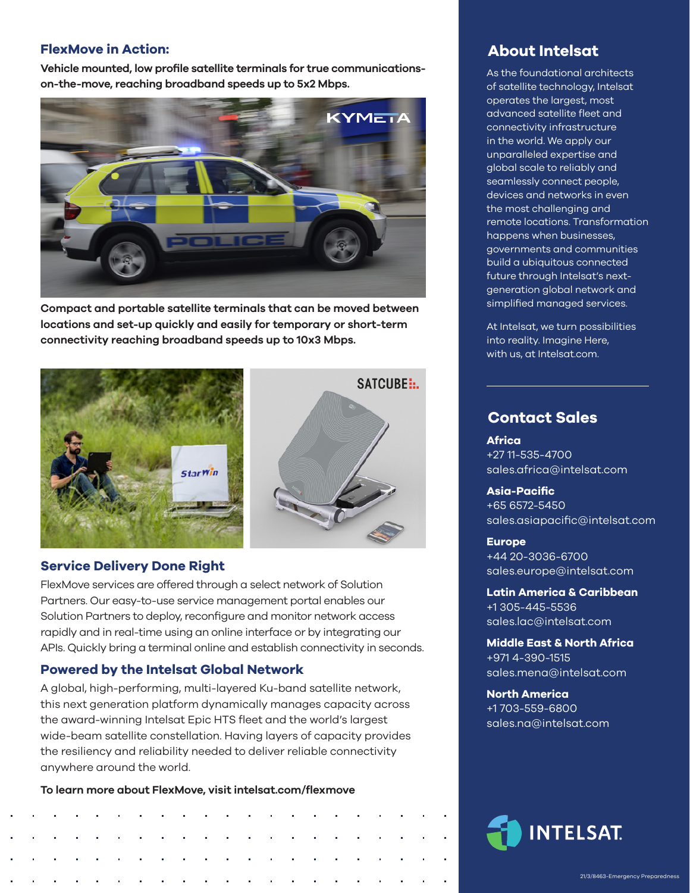## FlexMove in Action:

**Vehicle mounted, low profile satellite terminals for true communications-on-the-move, reaching broadband speeds up to 5x2 Mbps.**

**Compact and portable satellite terminals that can be moved between locations and set-up quickly and easily for temporary or short-term connectivity reaching broadband speeds up to 10x3 Mbps.**

## Service Delivery Done Right

FlexMove services are offered through a select network of Solution Partners. Our easy-to-use service management portal enables our Solution Partners to deploy, reconfigure and monitor network access rapidly and in real-time using an online interface or by integrating our APIs. Quickly bring a terminal online and establish connectivity in seconds.

## Powered by the Intelsat Global Network

A global, high-performing, multi-layered Ku-band satellite network, this next generation platform dynamically manages capacity across the award-winning Intelsat Epic HTS fleet and the world's largest wide-beam satellite constellation. Having layers of capacity provides the resiliency and reliability needed to deliver reliable connectivity anywhere around the world.

**To learn more about FlexMove, visit intelsat.com/flexmove**

## About Intelsat

As the foundational architects of satellite technology, Intelsat operates the largest, most advanced satellite fleet and connectivity infrastructure in the world. We apply our unparalleled expertise and global scale to reliably and seamlessly connect people, devices and networks in even the most challenging and remote locations. Transformation happens when businesses, governments and communities build a ubiquitous connected future through Intelsat's next-generation global network and simplified managed services.

At Intelsat, we turn possibilities into reality. Imagine Here, with us, at Intelsat.com.

## Contact Sales

**Africa**
+27 11-535-4700
sales.africa@intelsat.com

**Asia-Pacific**
+65 6572-5450
sales.asiapacific@intelsat.com

**Europe**
+44 20-3036-6700
sales.europe@intelsat.com

**Latin America & Caribbean**
+1 305-445-5536
sales.lac@intelsat.com

**Middle East & North Africa**
+971 4-390-1515
sales.mena@intelsat.com

**North America**
+1 703-559-6800
sales.na@intelsat.com

21/3/8463-Emergency Preparedness